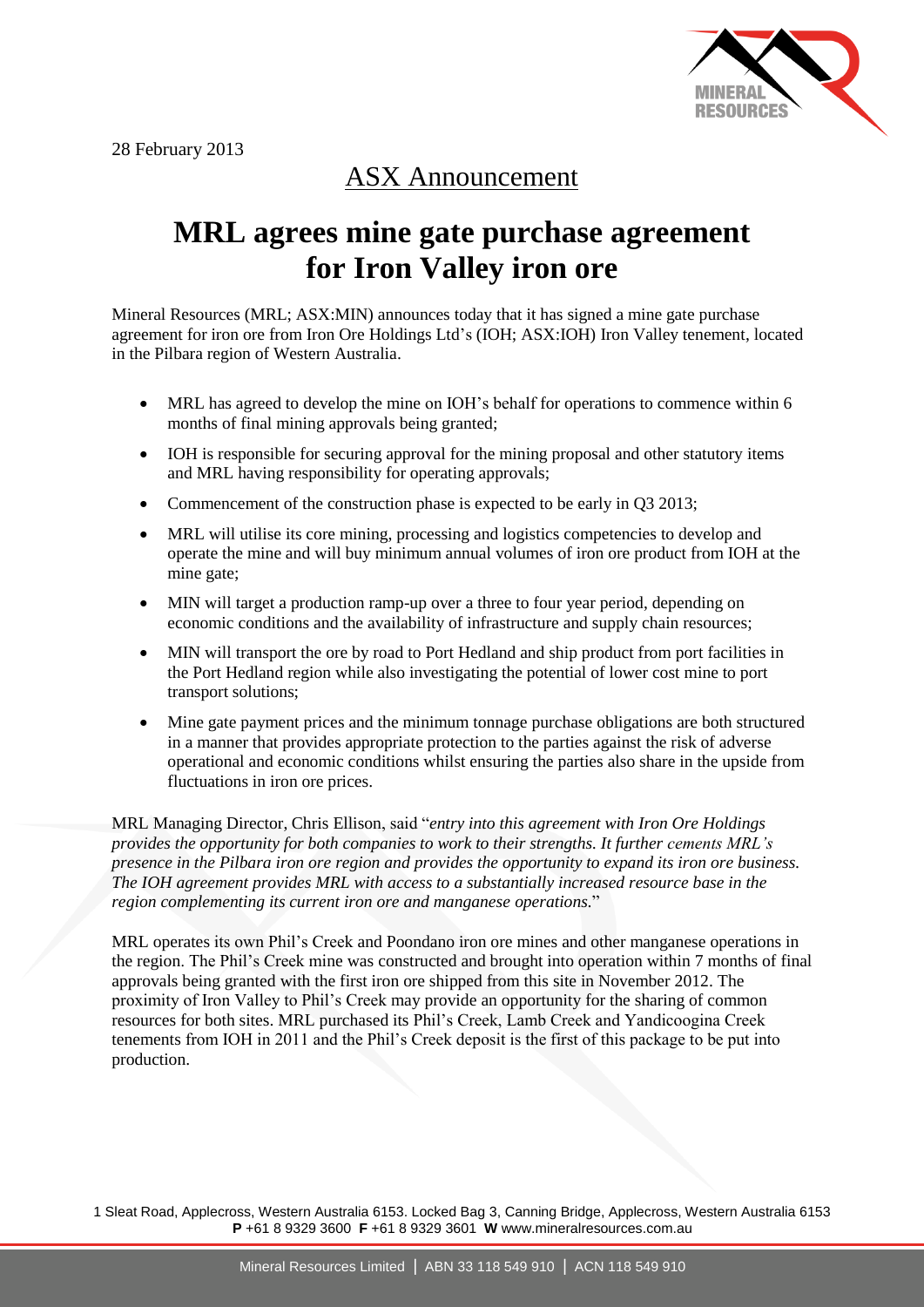28 February 2013

## ASX Announcement

# MRL agrees mine gate purchase agreement for Iron Valley iron ore

Mineral Resources (MRL; ASX:MIN) announces today that it has signed a mine gate purchase agreement for iron ore from Iron Ore Holdings Ltd's (IOH; ASX:IOH) Iron Valley tenement, located in the Pilbara region of Western Australia.

- MRL has agreed to develop the mine on IOH's behalf for operations to commence within 6 months of final mining approvals being granted;
- IOH is responsible for securing approval for the mining proposal and other statutory items and MRL having responsibility for operating approvals;
- Commencement of the construction phase is expected to be early in Q3 2013;
- MRL will utilise its core mining, processing and logistics competencies to develop and operate the mine and will buy minimum annual volumes of iron ore product from IOH at the mine gate;
- MIN will target a production ramp-up over a three to four year period, depending on economic conditions and the availability of infrastructure and supply chain resources;
- MIN will transport the ore by road to Port Hedland and ship product from port facilities in the Port Hedland region while also investigating the potential of lower cost mine to port transport solutions;
- Mine gate payment prices and the minimum tonnage purchase obligations are both structured in a manner that provides appropriate protection to the parties against the risk of adverse operational and economic conditions whilst ensuring the parties also share in the upside from fluctuations in iron ore prices.

MRL Managing Director, Chris Ellison, said "*entry into this agreement with Iron Ore Holdings provides the opportunity for both companies to work to their strengths. It further cements MRL's presence in the Pilbara iron ore region and provides the opportunity to expand its iron ore business. The IOH agreement provides MRL with access to a substantially increased resource base in the region complementing its current iron ore and manganese operations.*"

MRL operates its own Phil's Creek and Poondano iron ore mines and other manganese operations in the region. The Phil's Creek mine was constructed and brought into operation within 7 months of final approvals being granted with the first iron ore shipped from this site in November 2012. The proximity of Iron Valley to Phil's Creek may provide an opportunity for the sharing of common resources for both sites. MRL purchased its Phil's Creek, Lamb Creek and Yandicoogina Creek tenements from IOH in 2011 and the Phil's Creek deposit is the first of this package to be put into production.

1 Sleat Road, Applecross, Western Australia 6153. Locked Bag 3, Canning Bridge, Applecross, Western Australia 6153
**P** +61 8 9329 3600 **F** +61 8 9329 3601 **W** www.mineralresources.com.au

Mineral Resources Limited | ABN 33 118 549 910 | ACN 118 549 910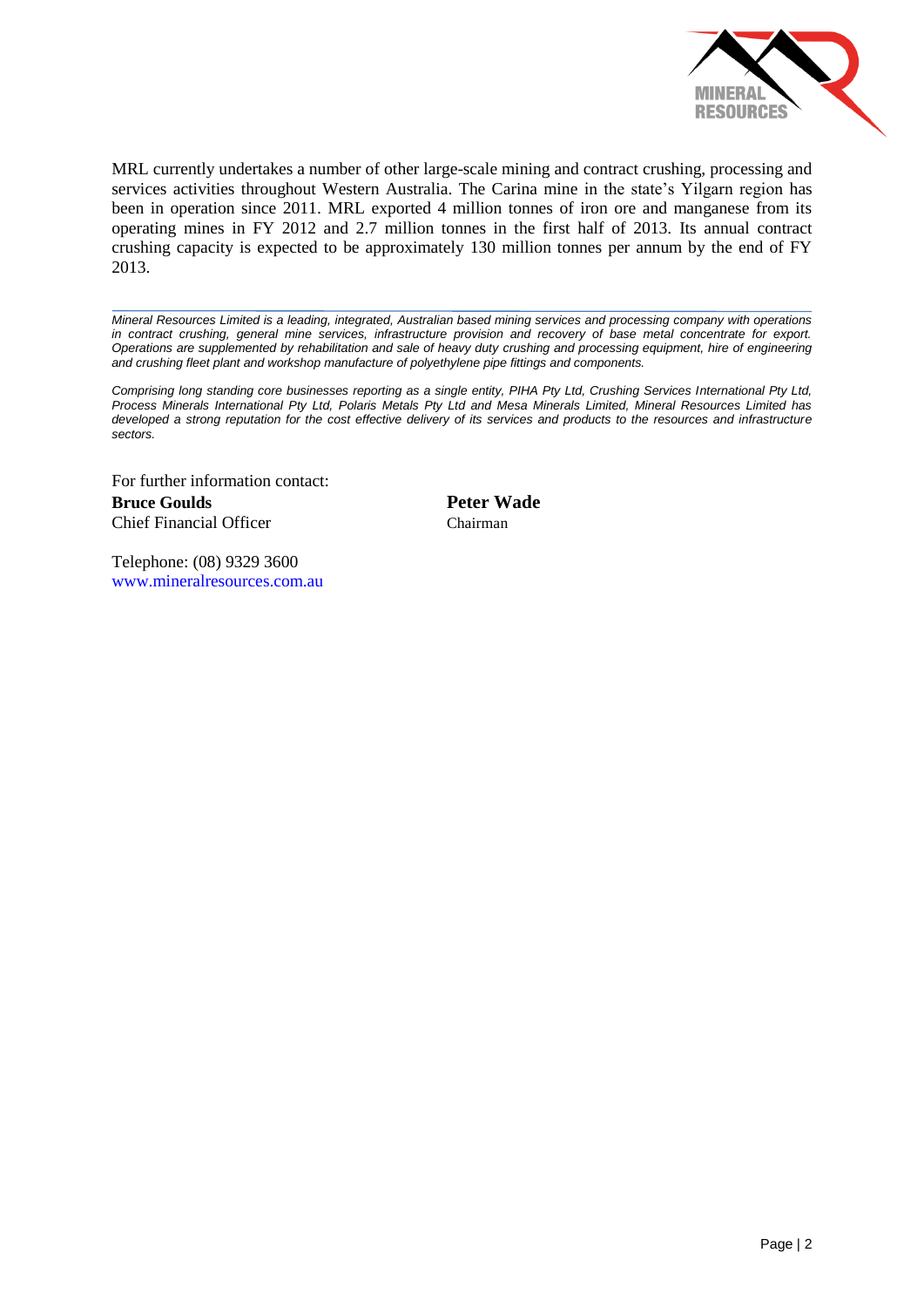MRL currently undertakes a number of other large-scale mining and contract crushing, processing and services activities throughout Western Australia. The Carina mine in the state's Yilgarn region has been in operation since 2011. MRL exported 4 million tonnes of iron ore and manganese from its operating mines in FY 2012 and 2.7 million tonnes in the first half of 2013. Its annual contract crushing capacity is expected to be approximately 130 million tonnes per annum by the end of FY 2013.

---

*Mineral Resources Limited is a leading, integrated, Australian based mining services and processing company with operations in contract crushing, general mine services, infrastructure provision and recovery of base metal concentrate for export. Operations are supplemented by rehabilitation and sale of heavy duty crushing and processing equipment, hire of engineering and crushing fleet plant and workshop manufacture of polyethylene pipe fittings and components.*

*Comprising long standing core businesses reporting as a single entity, PIHA Pty Ltd, Crushing Services International Pty Ltd, Process Minerals International Pty Ltd, Polaris Metals Pty Ltd and Mesa Minerals Limited, Mineral Resources Limited has developed a strong reputation for the cost effective delivery of its services and products to the resources and infrastructure sectors.*

For further information contact:

**Bruce Goulds**
Chief Financial Officer

**Peter Wade**
Chairman

Telephone: (08) 9329 3600
www.mineralresources.com.au